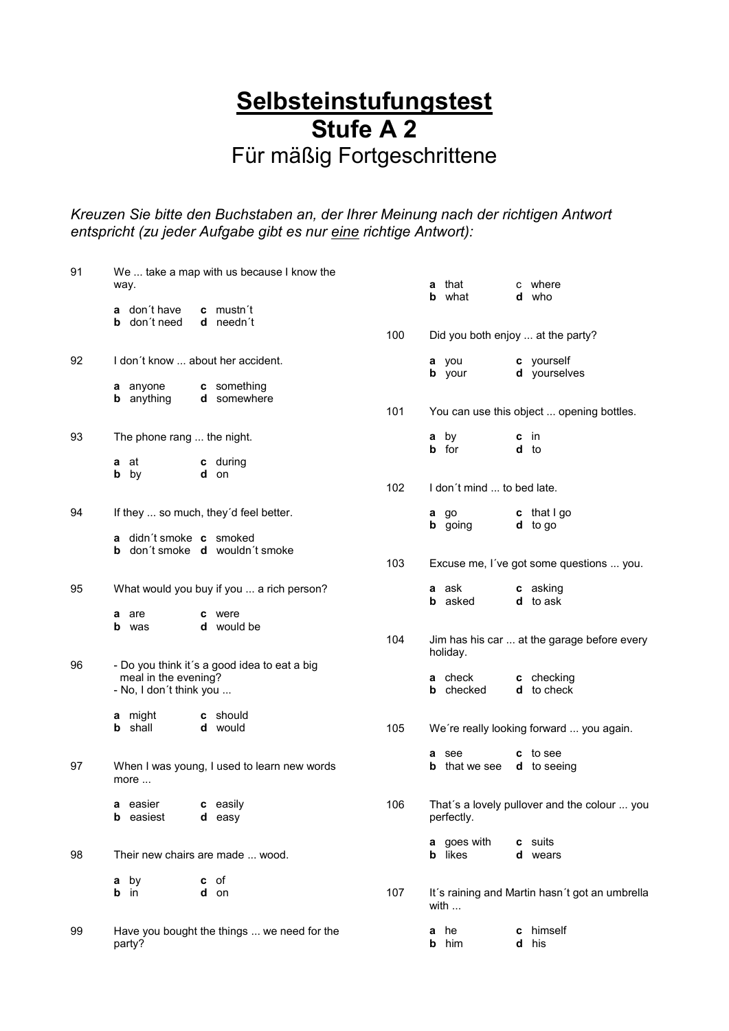# Selbsteinstufungstest
## Stufe A 2
### Für mäßig Fortgeschrittene

*Kreuzen Sie bitte den Buchstaben an, der Ihrer Meinung nach der richtigen Antwort entspricht (zu jeder Aufgabe gibt es nur eine richtige Antwort):*

**91** We ... take a map with us because I know the way.

**a** don´t have  **c** mustn´t
**b** don´t need  **d** needn´t

**92** I don´t know ... about her accident.

**a** anyone  **c** something
**b** anything  **d** somewhere

**93** The phone rang ... the night.

**a** at  **c** during
**b** by  **d** on

**94** If they ... so much, they´d feel better.

**a** didn´t smoke  **c** smoked
**b** don´t smoke  **d** wouldn´t smoke

**95** What would you buy if you ... a rich person?

**a** are  **c** were
**b** was  **d** would be

**96** - Do you think it´s a good idea to eat a big meal in the evening?
- No, I don´t think you ...

**a** might  **c** should
**b** shall  **d** would

**97** When I was young, I used to learn new words more ...

**a** easier  **c** easily
**b** easiest  **d** easy

**98** Their new chairs are made ... wood.

**a** by  **c** of
**b** in  **d** on

**99** Have you bought the things ... we need for the party?

**a** that  c where
**b** what  **d** who

**100** Did you both enjoy ... at the party?

**a** you  **c** yourself
**b** your  **d** yourselves

**101** You can use this object ... opening bottles.

**a** by  **c** in
**b** for  **d** to

**102** I don´t mind ... to bed late.

**a** go  **c** that I go
**b** going  **d** to go

**103** Excuse me, I´ve got some questions ... you.

**a** ask  **c** asking
**b** asked  **d** to ask

**104** Jim has his car ... at the garage before every holiday.

**a** check  **c** checking
**b** checked  **d** to check

**105** We´re really looking forward ... you again.

**a** see  **c** to see
**b** that we see  **d** to seeing

**106** That´s a lovely pullover and the colour ... you perfectly.

**a** goes with  **c** suits
**b** likes  **d** wears

**107** It´s raining and Martin hasn´t got an umbrella with ...

**a** he  **c** himself
**b** him  **d** his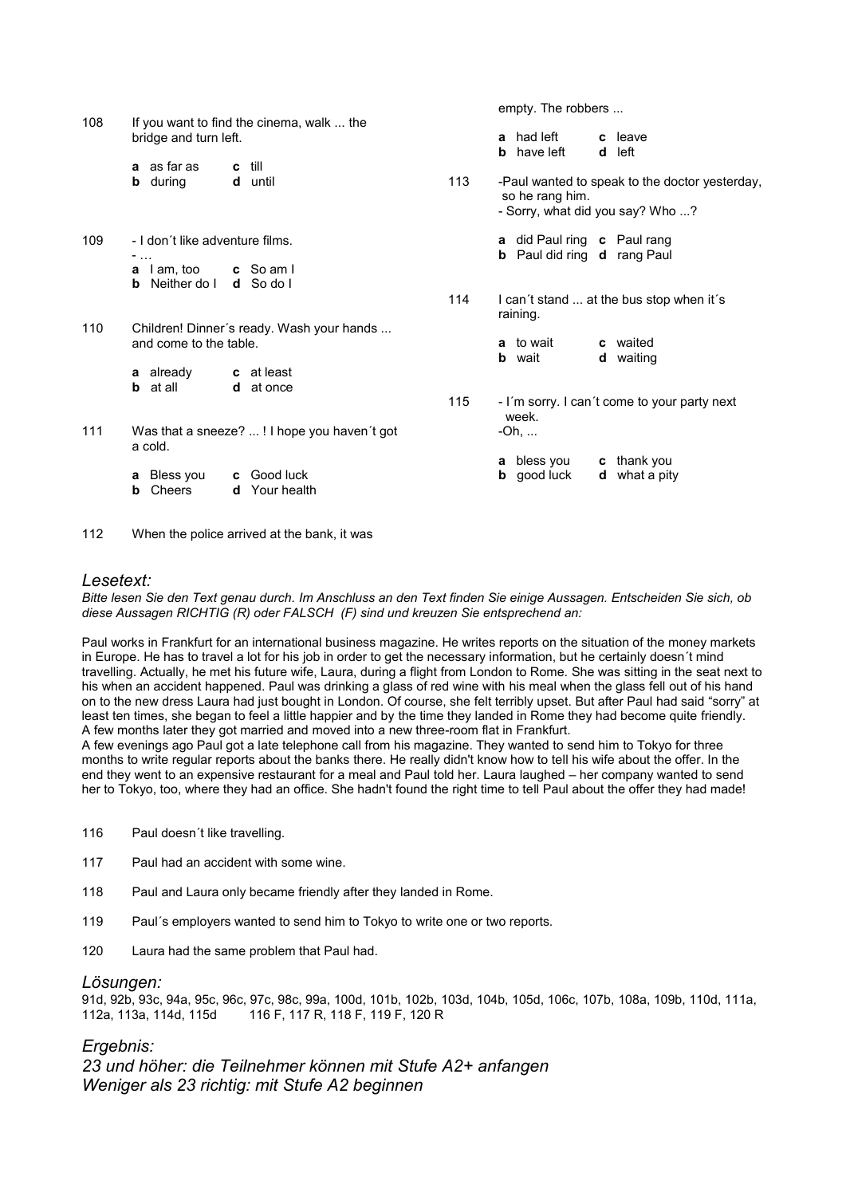108 If you want to find the cinema, walk ... the bridge and turn left.

**a** as far as **c** till
**b** during **d** until

109 - I don´t like adventure films.
- …

**a** I am, too **c** So am I
**b** Neither do I **d** So do I

110 Children! Dinner´s ready. Wash your hands ... and come to the table.

**a** already **c** at least
**b** at all **d** at once

111 Was that a sneeze? ... ! I hope you haven´t got a cold.

**a** Bless you **c** Good luck
**b** Cheers **d** Your health

112 When the police arrived at the bank, it was empty. The robbers ...

**a** had left **c** leave
**b** have left **d** left

113 -Paul wanted to speak to the doctor yesterday, so he rang him.
- Sorry, what did you say? Who ...?

**a** did Paul ring **c** Paul rang
**b** Paul did ring **d** rang Paul

114 I can´t stand ... at the bus stop when it´s raining.

**a** to wait **c** waited
**b** wait **d** waiting

115 - I´m sorry. I can´t come to your party next week.
-Oh, ...

**a** bless you **c** thank you
**b** good luck **d** what a pity

## *Lesetext:*

*Bitte lesen Sie den Text genau durch. Im Anschluss an den Text finden Sie einige Aussagen. Entscheiden Sie sich, ob diese Aussagen RICHTIG (R) oder FALSCH (F) sind und kreuzen Sie entsprechend an:*

Paul works in Frankfurt for an international business magazine. He writes reports on the situation of the money markets in Europe. He has to travel a lot for his job in order to get the necessary information, but he certainly doesn´t mind travelling. Actually, he met his future wife, Laura, during a flight from London to Rome. She was sitting in the seat next to his when an accident happened. Paul was drinking a glass of red wine with his meal when the glass fell out of his hand on to the new dress Laura had just bought in London. Of course, she felt terribly upset. But after Paul had said "sorry" at least ten times, she began to feel a little happier and by the time they landed in Rome they had become quite friendly. A few months later they got married and moved into a new three-room flat in Frankfurt.

A few evenings ago Paul got a late telephone call from his magazine. They wanted to send him to Tokyo for three months to write regular reports about the banks there. He really didn't know how to tell his wife about the offer. In the end they went to an expensive restaurant for a meal and Paul told her. Laura laughed – her company wanted to send her to Tokyo, too, where they had an office. She hadn't found the right time to tell Paul about the offer they had made!

116 Paul doesn´t like travelling.

117 Paul had an accident with some wine.

118 Paul and Laura only became friendly after they landed in Rome.

119 Paul´s employers wanted to send him to Tokyo to write one or two reports.

120 Laura had the same problem that Paul had.

## *Lösungen:*

91d, 92b, 93c, 94a, 95c, 96c, 97c, 98c, 99a, 100d, 101b, 102b, 103d, 104b, 105d, 106c, 107b, 108a, 109b, 110d, 111a, 112a, 113a, 114d, 115d 116 F, 117 R, 118 F, 119 F, 120 R

## *Ergebnis:*

*23 und höher: die Teilnehmer können mit Stufe A2+ anfangen*
*Weniger als 23 richtig: mit Stufe A2 beginnen*